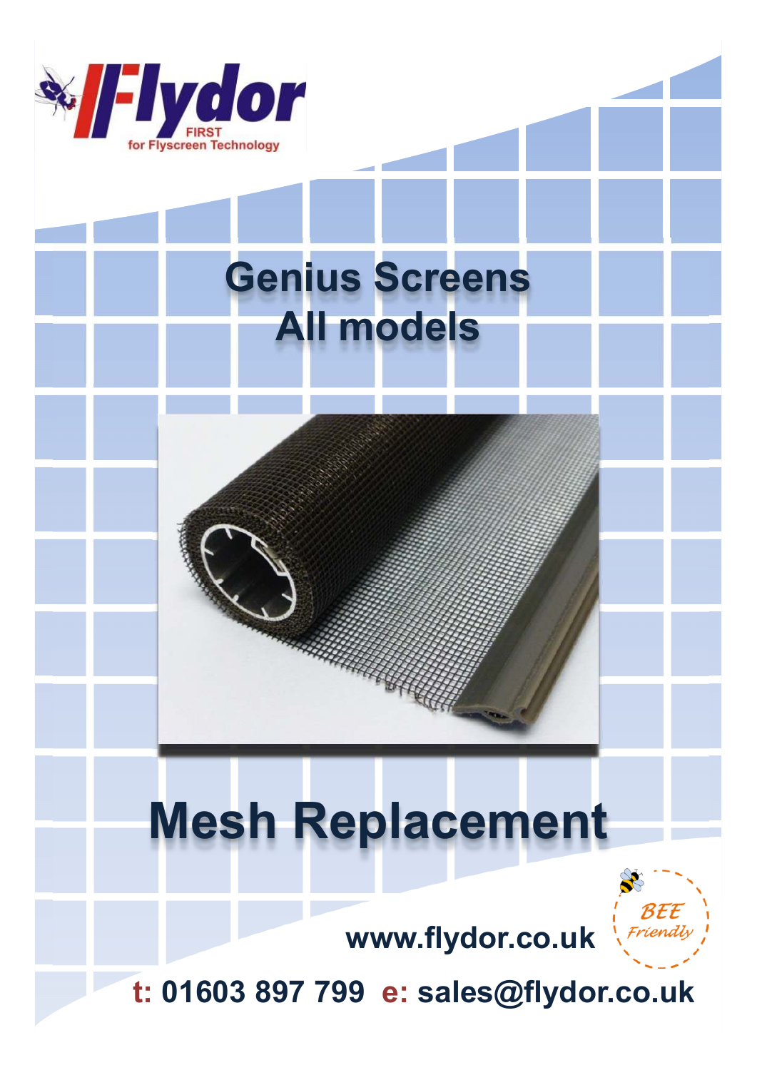Flydor

FIRST for Flyscreen Technology

# Genius Screens
# All models

# Mesh Replacement

BEE Friendly

**www.flydor.co.uk**

**t: 01603 897 799 e: sales@flydor.co.uk**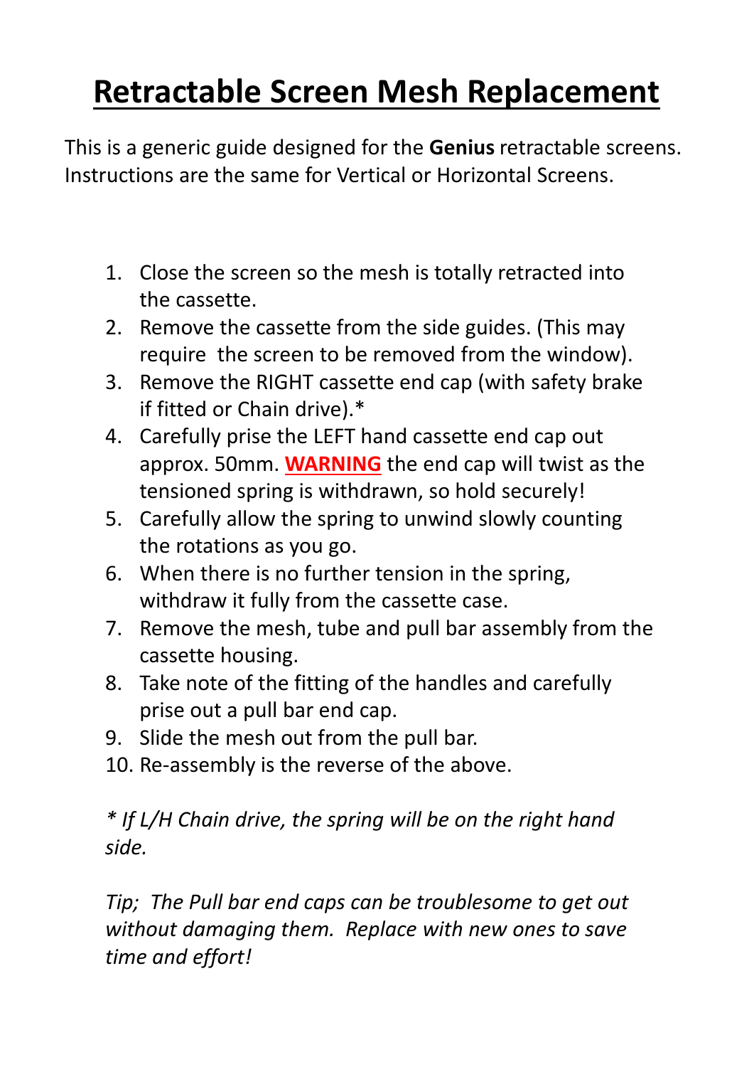# Retractable Screen Mesh Replacement

This is a generic guide designed for the **Genius** retractable screens. Instructions are the same for Vertical or Horizontal Screens.

1. Close the screen so the mesh is totally retracted into the cassette.
2. Remove the cassette from the side guides. (This may require the screen to be removed from the window).
3. Remove the RIGHT cassette end cap (with safety brake if fitted or Chain drive).*
4. Carefully prise the LEFT hand cassette end cap out approx. 50mm. **WARNING** the end cap will twist as the tensioned spring is withdrawn, so hold securely!
5. Carefully allow the spring to unwind slowly counting the rotations as you go.
6. When there is no further tension in the spring, withdraw it fully from the cassette case.
7. Remove the mesh, tube and pull bar assembly from the cassette housing.
8. Take note of the fitting of the handles and carefully prise out a pull bar end cap.
9. Slide the mesh out from the pull bar.
10. Re-assembly is the reverse of the above.

*\* If L/H Chain drive, the spring will be on the right hand side.*

*Tip; The Pull bar end caps can be troublesome to get out without damaging them. Replace with new ones to save time and effort!*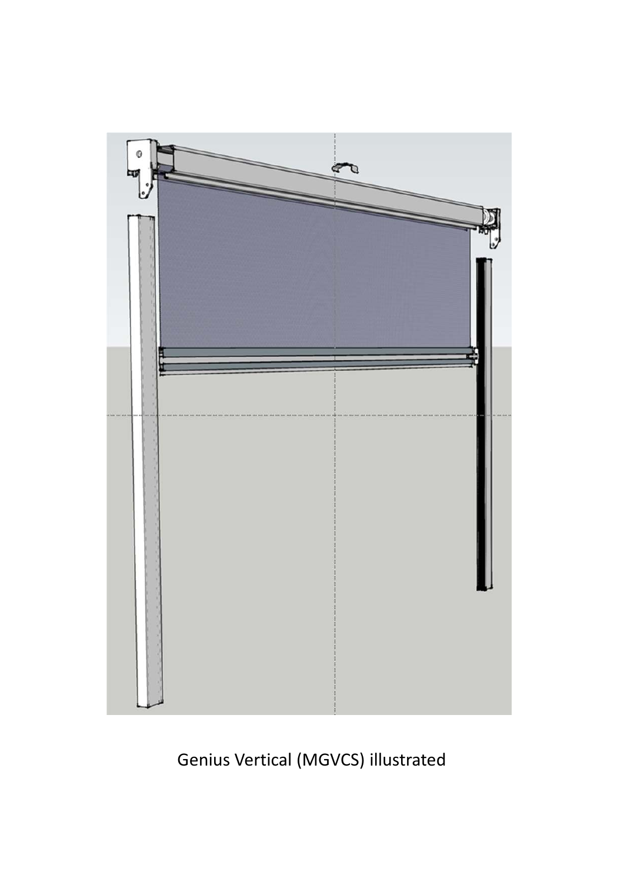Genius Vertical (MGVCS) illustrated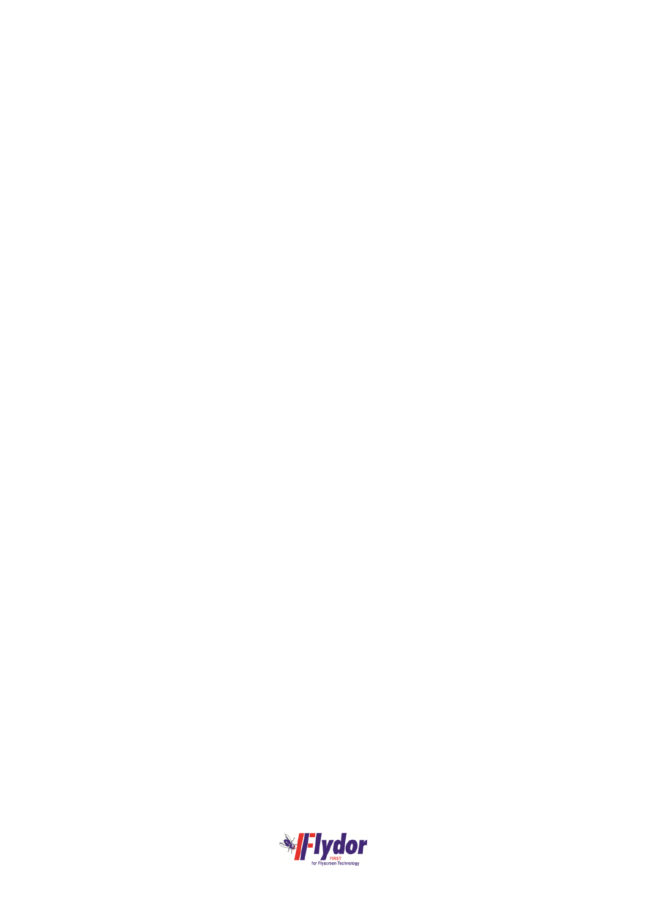Flydor

FIRST

for Flyscreen Technology